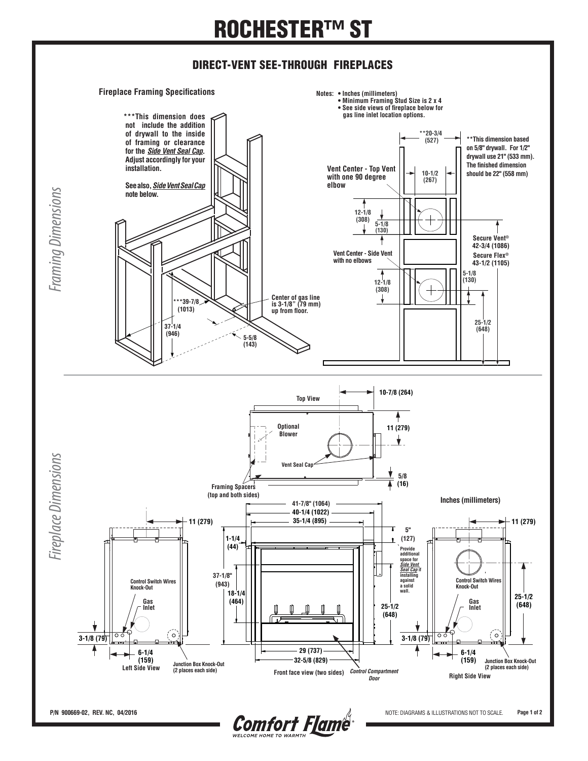# ROCHESTER™ ST

## DIRECT-VENT SEE-THROUGH FIREPLACES

*Framing Dimensions*

### Fireplace Framing Specifications

Notes:
- Inches (millimeters)
- Minimum Framing Stud Size is 2 x 4
- See side views of fireplace below for gas line inlet location options.

***This dimension does not include the addition of drywall to the inside of framing or clearance for the ***Side Vent Seal Cap***. Adjust accordingly for your installation.

See also, ***Side Vent Seal Cap*** note below.

***39-7/8 (1013)

37-1/4 (946)

5-5/8 (143)

Center of gas line is 3-1/8" (79 mm) up from floor.

**20-3/4 (527)

**This dimension based on 5/8" drywall. For 1/2" drywall use 21" (533 mm). The finished dimension should be 22" (558 mm)

Vent Center - Top Vent with one 90 degree elbow

10-1/2 (267)

12-1/8 (308)

5-1/8 (130)

Secure Vent® 42-3/4 (1086)

Secure Flex® 43-1/2 (1105)

Vent Center - Side Vent with no elbows

5-1/8 (130)

12-1/8 (308)

25-1/2 (648)

*Fireplace Dimensions*

Top View

10-7/8 (264)

Optional Blower

11 (279)

Vent Seal Cap

5/8 (16)

Framing Spacers (top and both sides)

Inches (millimeters)

41-7/8" (1064)

40-1/4 (1022)

35-1/4 (895)

11 (279)

1-1/4 (44)

5" (127)

Provide additional space for ***Side Vent Seal Cap*** if installing against a solid wall.

37-1/8" (943)

18-1/4 (464)

25-1/2 (648)

Control Switch Wires Knock-Out

Gas Inlet

3-1/8 (79)

6-1/4 (159)

Left Side View

Junction Box Knock-Out (2 places each side)

29 (737)

32-5/8 (829)

Front face view (two sides)

*Control Compartment Door*

11 (279)

Control Switch Wires Knock-Out

Gas Inlet

25-1/2 (648)

3-1/8 (79)

6-1/4 (159)

Junction Box Knock-Out (2 places each side)

Right Side View

P/N 900669-02, REV. NC, 04/2016

NOTE: DIAGRAMS & ILLUSTRATIONS NOT TO SCALE.

Comfort Flame® WELCOME HOME TO WARMTH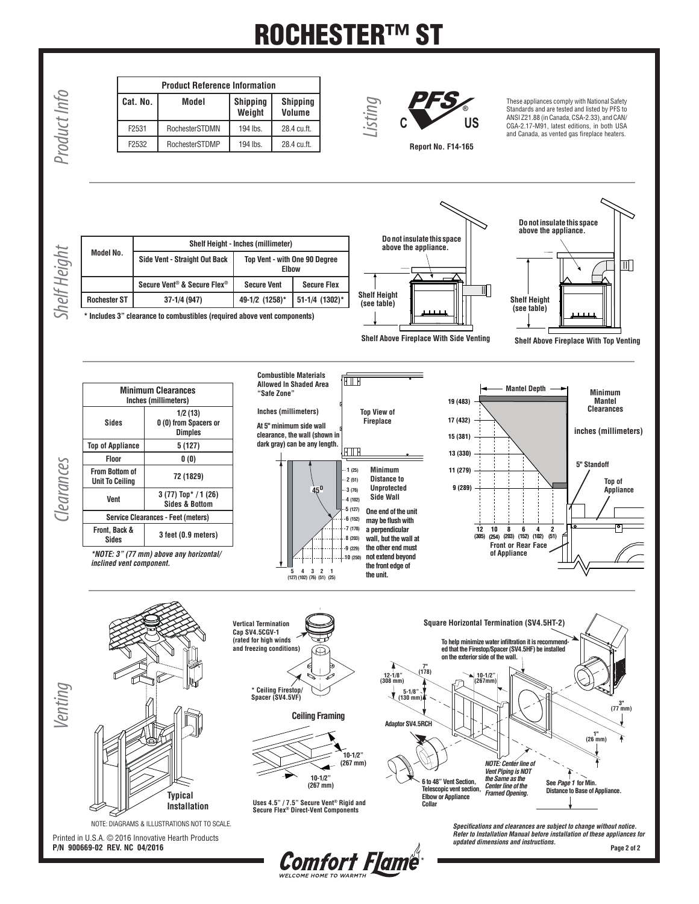# ROCHESTER™ ST

## Product Info

| Product Reference Information | | | |
|---|---|---|---|
| Cat. No. | Model | Shipping Weight | Shipping Volume |
| F2531 | RochesterSTDMN | 194 lbs. | 28.4 cu.ft. |
| F2532 | RochesterSTDMP | 194 lbs. | 28.4 cu.ft. |

## Listing

PFS C US

Report No. F14-165

These appliances comply with National Safety Standards and are tested and listed by PFS to ANSI Z21.88 (in Canada, CSA-2.33), and CAN/CGA-2.17-M91, latest editions, in both USA and Canada, as vented gas fireplace heaters.

## Shelf Height

| Model No. | Shelf Height - Inches (millimeter) | | |
|---|---|---|---|
| | Side Vent - Straight Out Back | Top Vent - with One 90 Degree Elbow | |
| | Secure Vent® & Secure Flex® | Secure Vent | Secure Flex |
| Rochester ST | 37-1/4 (947) | 49-1/2 (1258)* | 51-1/4 (1302)* |

\* Includes 3" clearance to combustibles (required above vent components)

Do not insulate this space above the appliance.

Shelf Height (see table)

Shelf Above Fireplace With Side Venting

Do not insulate this space above the appliance.

Shelf Height (see table)

Shelf Above Fireplace With Top Venting

## Clearances

| Minimum Clearances Inches (millimeters) | |
|---|---|
| Sides | 1/2 (13) 0 (0) from Spacers or Dimples |
| Top of Appliance | 5 (127) |
| Floor | 0 (0) |
| From Bottom of Unit To Ceiling | 72 (1829) |
| Vent | 3 (77) Top* / 1 (26) Sides & Bottom |
| Service Clearances - Feet (meters) | |
| Front, Back & Sides | 3 feet (0.9 meters) |

*\*NOTE: 3" (77 mm) above any horizontal/ inclined vent component.*

Combustible Materials Allowed In Shaded Area "Safe Zone"

Inches (millimeters)

At 5" minimum side wall clearance, the wall (shown in dark gray) can be any length.

Top View of Fireplace

45°

1 (25)
2 (51)
3 (76)
4 (102)
5 (127)
6 (152)
7 (178)
8 (203)
9 (229)
10 (250)

5 4 3 2 1
(127) (102) (76) (51) (25)

Minimum Distance to Unprotected Side Wall

One end of the unit may be flush with a perpendicular wall, but the wall at the other end must not extend beyond the front edge of the unit.

Mantel Depth

19 (483)
17 (432)
15 (381)
13 (330)
11 (279)
9 (289)

12 10 8 6 4 2
(305) (254) (203) (152) (102) (51)

Front or Rear Face of Appliance

Minimum Mantel Clearances

inches (millimeters)

5" Standoff

Top of Appliance

## Venting

Typical Installation

Vertical Termination Cap SV4.5CGV-1 (rated for high winds and freezing conditions)

\* Ceiling Firestop/ Spacer (SV4.5VF)

Ceiling Framing

10-1/2" (267 mm)

10-1/2" (267 mm)

Uses 4.5" / 7.5" Secure Vent® Rigid and Secure Flex® Direct-Vent Components

Square Horizontal Termination (SV4.5HT-2)

To help minimize water infiltration it is recommended that the Firestop/Spacer (SV4.5HF) be installed on the exterior side of the wall.

12-1/8" (308 mm)

7" (178)

5-1/8" (130 mm)

10-1/2" (267mm)

3" (77 mm)

1" (26 mm)

Adaptor SV4.5RCH

6 to 48" Vent Section, Telescopic vent section, Elbow or Appliance Collar

*NOTE: Center line of Vent Piping is NOT the Same as the Center line of the Framed Opening.*

See *Page 1* for Min. Distance to Base of Appliance.

NOTE: DIAGRAMS & ILLUSTRATIONS NOT TO SCALE.

Printed in U.S.A. © 2016 Innovative Hearth Products

**P/N 900669-02 REV. NC 04/2016**

***Specifications and clearances are subject to change without notice. Refer to Installation Manual before installation of these appliances for updated dimensions and instructions.***

Comfort Flame® WELCOME HOME TO WARMTH